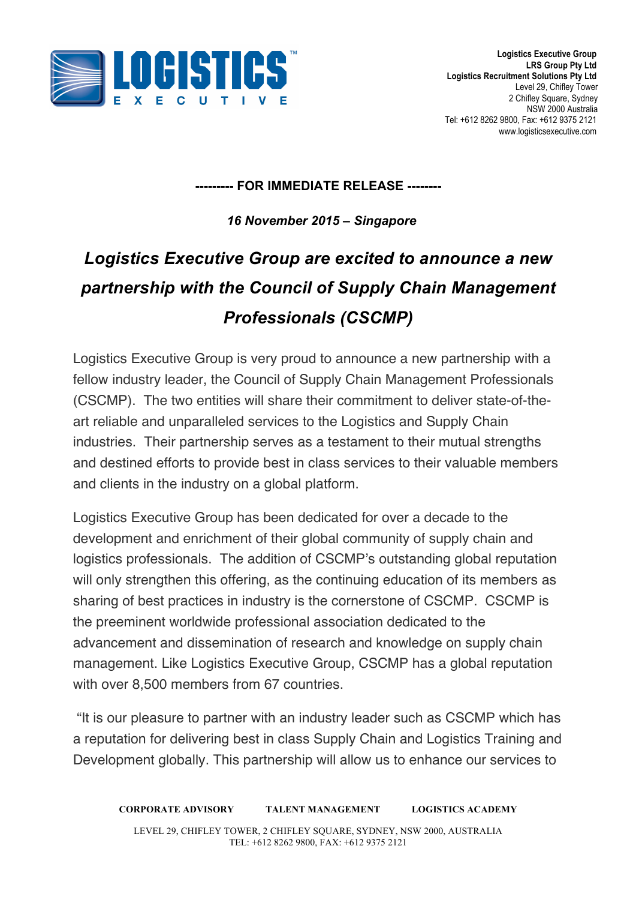Logistics Executive Group
LRS Group Pty Ltd
Logistics Recruitment Solutions Pty Ltd
Level 29, Chifley Tower
2 Chifley Square, Sydney
NSW 2000 Australia
Tel: +612 8262 9800, Fax: +612 9375 2121
www.logisticsexecutive.com

**--------- FOR IMMEDIATE RELEASE --------**

***16 November 2015 – Singapore***

# *Logistics Executive Group are excited to announce a new partnership with the Council of Supply Chain Management Professionals (CSCMP)*

Logistics Executive Group is very proud to announce a new partnership with a fellow industry leader, the Council of Supply Chain Management Professionals (CSCMP). The two entities will share their commitment to deliver state-of-the-art reliable and unparalleled services to the Logistics and Supply Chain industries. Their partnership serves as a testament to their mutual strengths and destined efforts to provide best in class services to their valuable members and clients in the industry on a global platform.

Logistics Executive Group has been dedicated for over a decade to the development and enrichment of their global community of supply chain and logistics professionals. The addition of CSCMP's outstanding global reputation will only strengthen this offering, as the continuing education of its members as sharing of best practices in industry is the cornerstone of CSCMP. CSCMP is the preeminent worldwide professional association dedicated to the advancement and dissemination of research and knowledge on supply chain management. Like Logistics Executive Group, CSCMP has a global reputation with over 8,500 members from 67 countries.

"It is our pleasure to partner with an industry leader such as CSCMP which has a reputation for delivering best in class Supply Chain and Logistics Training and Development globally. This partnership will allow us to enhance our services to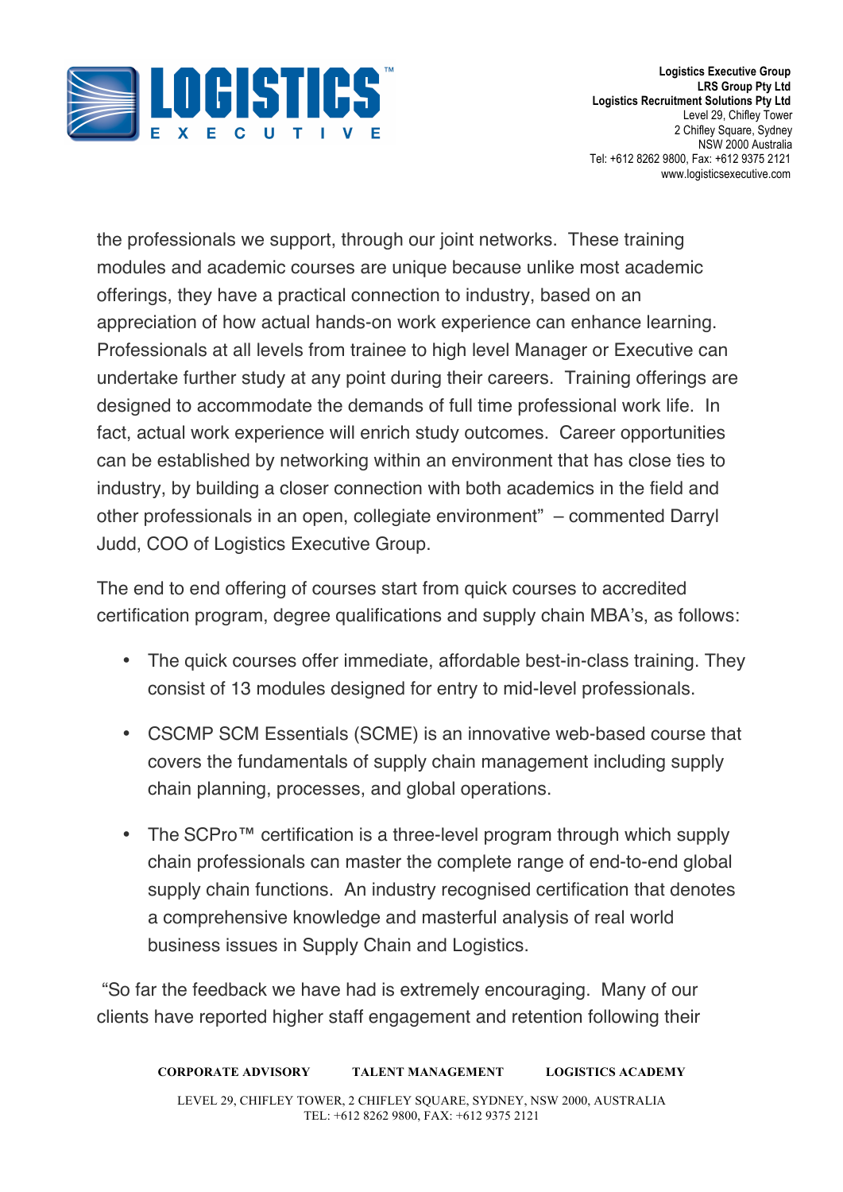the professionals we support, through our joint networks. These training modules and academic courses are unique because unlike most academic offerings, they have a practical connection to industry, based on an appreciation of how actual hands-on work experience can enhance learning. Professionals at all levels from trainee to high level Manager or Executive can undertake further study at any point during their careers. Training offerings are designed to accommodate the demands of full time professional work life. In fact, actual work experience will enrich study outcomes. Career opportunities can be established by networking within an environment that has close ties to industry, by building a closer connection with both academics in the field and other professionals in an open, collegiate environment" – commented Darryl Judd, COO of Logistics Executive Group.

The end to end offering of courses start from quick courses to accredited certification program, degree qualifications and supply chain MBA's, as follows:

- The quick courses offer immediate, affordable best-in-class training. They consist of 13 modules designed for entry to mid-level professionals.
- CSCMP SCM Essentials (SCME) is an innovative web-based course that covers the fundamentals of supply chain management including supply chain planning, processes, and global operations.
- The SCPro™ certification is a three-level program through which supply chain professionals can master the complete range of end-to-end global supply chain functions. An industry recognised certification that denotes a comprehensive knowledge and masterful analysis of real world business issues in Supply Chain and Logistics.

"So far the feedback we have had is extremely encouraging. Many of our clients have reported higher staff engagement and retention following their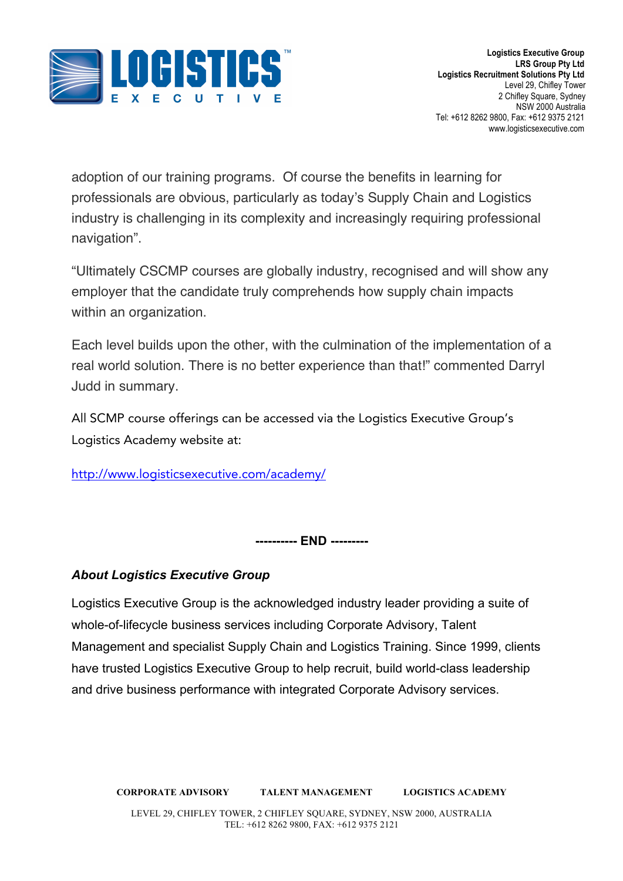adoption of our training programs. Of course the benefits in learning for professionals are obvious, particularly as today's Supply Chain and Logistics industry is challenging in its complexity and increasingly requiring professional navigation".

"Ultimately CSCMP courses are globally industry, recognised and will show any employer that the candidate truly comprehends how supply chain impacts within an organization.

Each level builds upon the other, with the culmination of the implementation of a real world solution. There is no better experience than that!" commented Darryl Judd in summary.

All SCMP course offerings can be accessed via the Logistics Executive Group's Logistics Academy website at:

http://www.logisticsexecutive.com/academy/

**---------- END ---------**

***About Logistics Executive Group***

Logistics Executive Group is the acknowledged industry leader providing a suite of whole-of-lifecycle business services including Corporate Advisory, Talent Management and specialist Supply Chain and Logistics Training. Since 1999, clients have trusted Logistics Executive Group to help recruit, build world-class leadership and drive business performance with integrated Corporate Advisory services.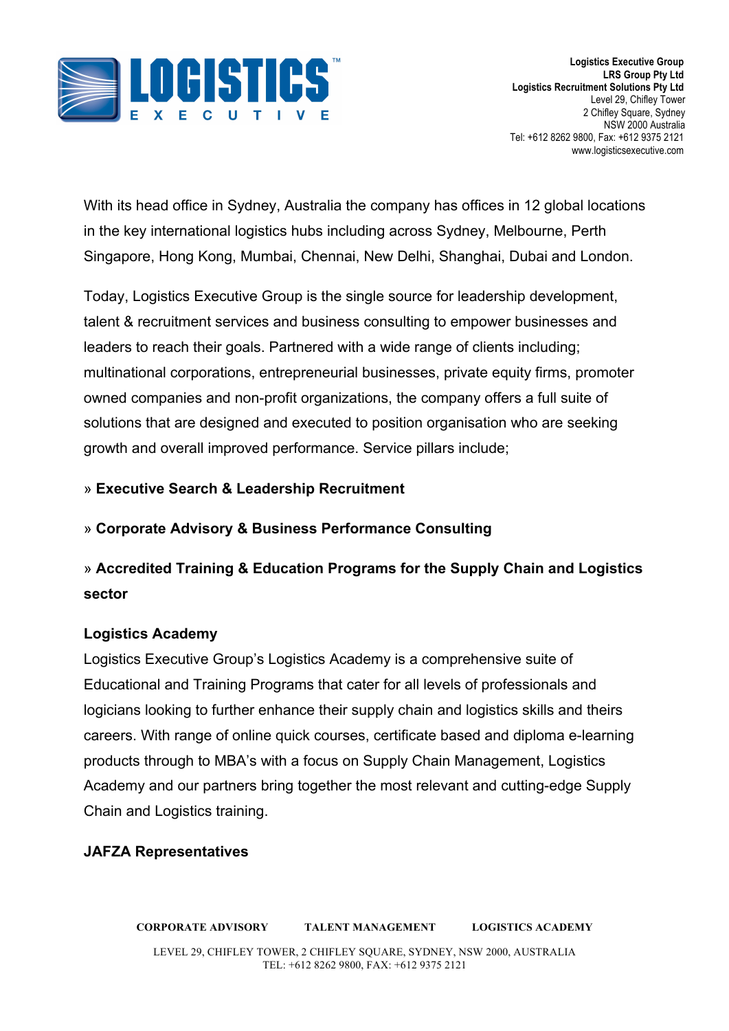With its head office in Sydney, Australia the company has offices in 12 global locations in the key international logistics hubs including across Sydney, Melbourne, Perth Singapore, Hong Kong, Mumbai, Chennai, New Delhi, Shanghai, Dubai and London.

Today, Logistics Executive Group is the single source for leadership development, talent & recruitment services and business consulting to empower businesses and leaders to reach their goals. Partnered with a wide range of clients including; multinational corporations, entrepreneurial businesses, private equity firms, promoter owned companies and non-profit organizations, the company offers a full suite of solutions that are designed and executed to position organisation who are seeking growth and overall improved performance. Service pillars include;

» **Executive Search & Leadership Recruitment**

» **Corporate Advisory & Business Performance Consulting**

» **Accredited Training & Education Programs for the Supply Chain and Logistics sector**

**Logistics Academy**

Logistics Executive Group's Logistics Academy is a comprehensive suite of Educational and Training Programs that cater for all levels of professionals and logicians looking to further enhance their supply chain and logistics skills and theirs careers. With range of online quick courses, certificate based and diploma e-learning products through to MBA's with a focus on Supply Chain Management, Logistics Academy and our partners bring together the most relevant and cutting-edge Supply Chain and Logistics training.

**JAFZA Representatives**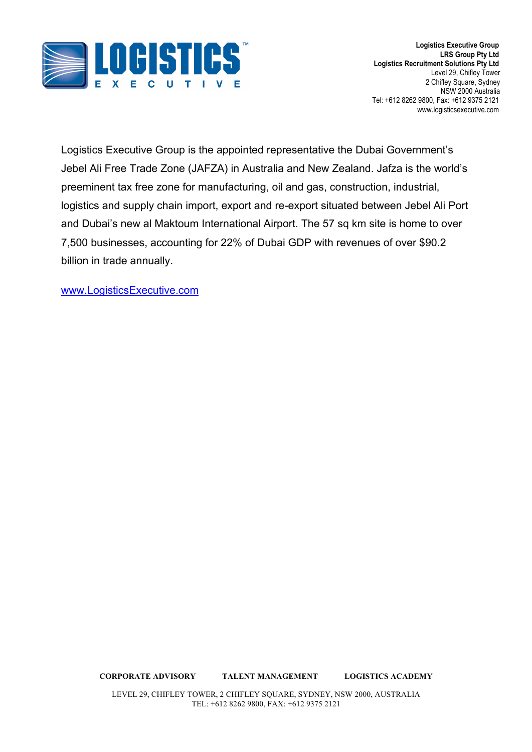Logistics Executive Group is the appointed representative the Dubai Government's Jebel Ali Free Trade Zone (JAFZA) in Australia and New Zealand. Jafza is the world's preeminent tax free zone for manufacturing, oil and gas, construction, industrial, logistics and supply chain import, export and re-export situated between Jebel Ali Port and Dubai's new al Maktoum International Airport. The 57 sq km site is home to over 7,500 businesses, accounting for 22% of Dubai GDP with revenues of over $90.2 billion in trade annually.

www.LogisticsExecutive.com